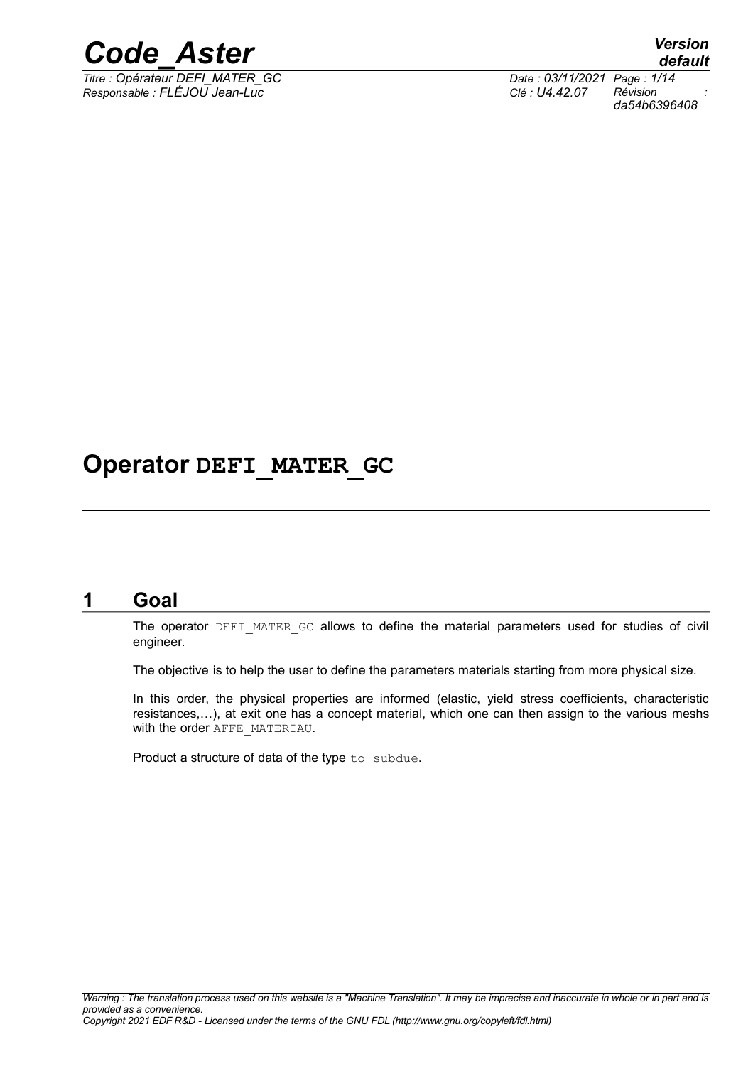# Operator DEFI_MATER_GC

## 1 Goal

The operator DEFI_MATER_GC allows to define the material parameters used for studies of civil engineer.

The objective is to help the user to define the parameters materials starting from more physical size.

In this order, the physical properties are informed (elastic, yield stress coefficients, characteristic resistances,…), at exit one has a concept material, which one can then assign to the various meshs with the order AFFE_MATERIAU.

Product a structure of data of the type to subdue.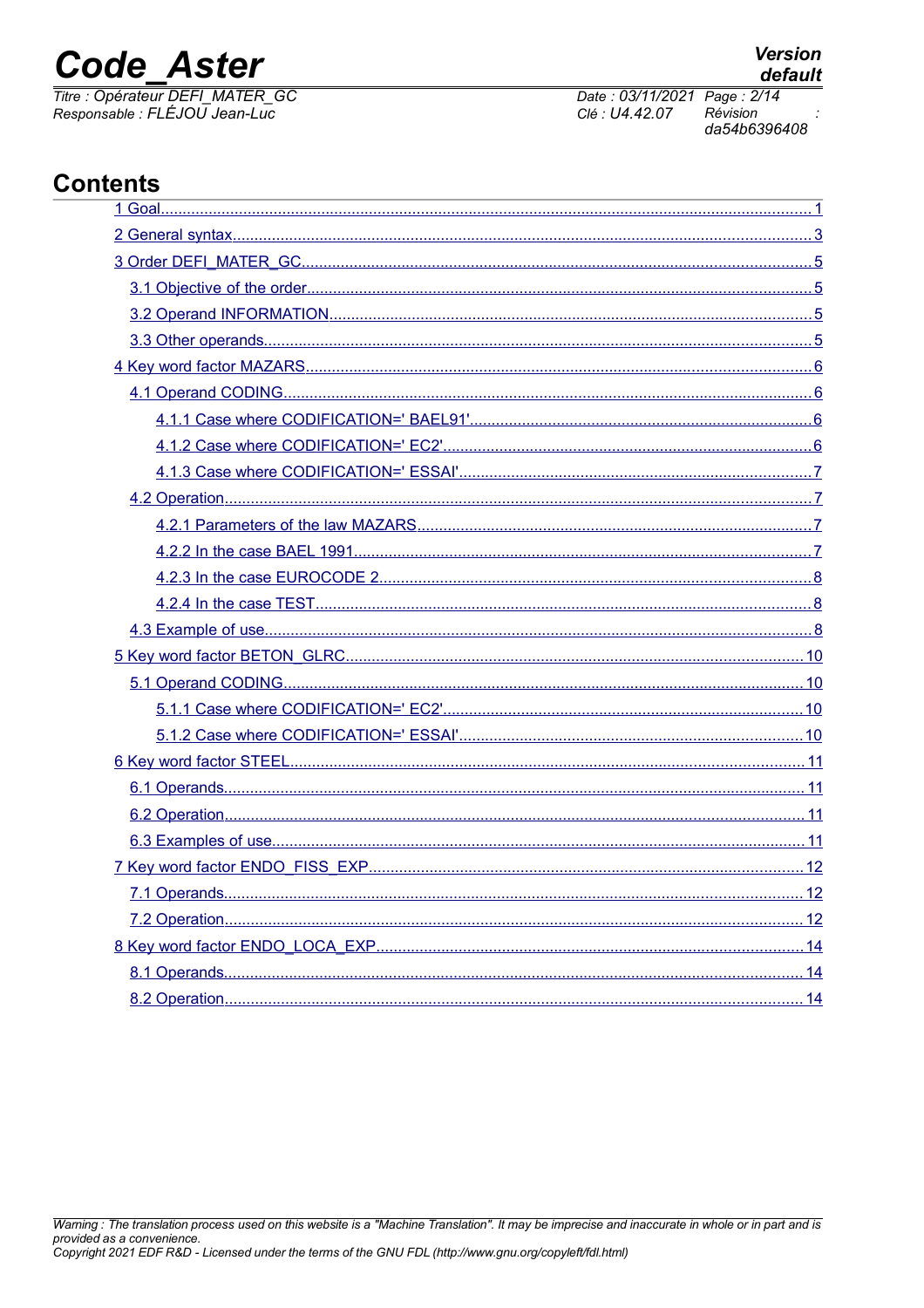# Contents

1 Goal........................................................................................................................................................1

2 General syntax......................................................................................................................................3

3 Order DEFI_MATER_GC......................................................................................................................5

3.1 Objective of the order.....................................................................................................................5

3.2 Operand INFORMATION................................................................................................................5

3.3 Other operands..............................................................................................................................5

4 Key word factor MAZARS......................................................................................................................6

4.1 Operand CODING..........................................................................................................................6

4.1.1 Case where CODIFICATION=' BAEL91'...............................................................................6

4.1.2 Case where CODIFICATION=' EC2'......................................................................................6

4.1.3 Case where CODIFICATION=' ESSAI'...................................................................................7

4.2 Operation.......................................................................................................................................7

4.2.1 Parameters of the law MAZARS............................................................................................7

4.2.2 In the case BAEL 1991..........................................................................................................7

4.2.3 In the case EUROCODE 2.....................................................................................................8

4.2.4 In the case TEST...................................................................................................................8

4.3 Example of use..............................................................................................................................8

5 Key word factor BETON_GLRC...........................................................................................................10

5.1 Operand CODING........................................................................................................................10

5.1.1 Case where CODIFICATION=' EC2'....................................................................................10

5.1.2 Case where CODIFICATION=' ESSAI'................................................................................10

6 Key word factor STEEL.......................................................................................................................11

6.1 Operands......................................................................................................................................11

6.2 Operation......................................................................................................................................11

6.3 Examples of use...........................................................................................................................11

7 Key word factor ENDO_FISS_EXP.....................................................................................................12

7.1 Operands......................................................................................................................................12

7.2 Operation......................................................................................................................................12

8 Key word factor ENDO_LOCA_EXP...................................................................................................14

8.1 Operands......................................................................................................................................14

8.2 Operation......................................................................................................................................14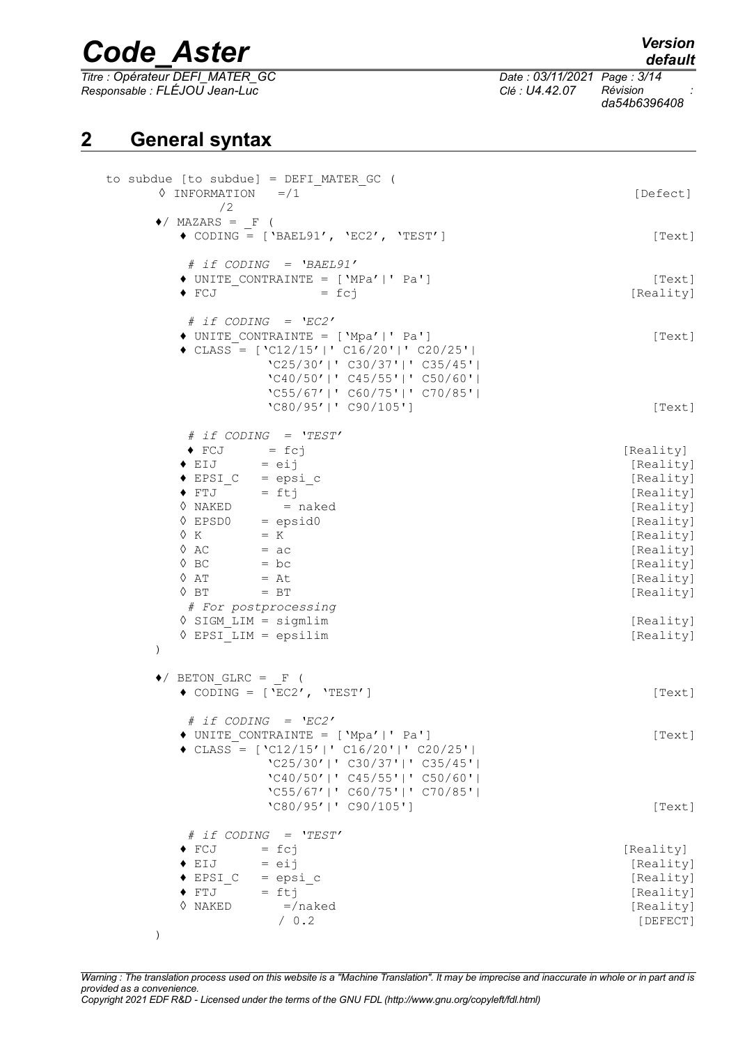## 2 General syntax

```
to subdue [to subdue] = DEFI_MATER_GC (
    ◊ INFORMATION   =/1                                              [Defect]
                     /2
    ♦/ MAZARS = _F (
        ♦ CODING = ['BAEL91', 'EC2', 'TEST']                         [Text]

        # if CODING  = 'BAEL91'
        ♦ UNITE_CONTRAINTE = ['MPa'|' Pa']                           [Text]
        ♦ FCJ              = fcj                                     [Reality]

        # if CODING  = 'EC2'
        ♦ UNITE_CONTRAINTE = ['Mpa'|' Pa']                           [Text]
        ♦ CLASS = ['C12/15'|' C16/20'|' C20/25'|
                   'C25/30'|' C30/37'|' C35/45'|
                   'C40/50'|' C45/55'|' C50/60'|
                   'C55/67'|' C60/75'|' C70/85'|
                   'C80/95'|' C90/105']                              [Text]

        # if CODING  = 'TEST'
        ♦ FCJ      = fcj                                             [Reality]
        ♦ EIJ      = eij                                             [Reality]
        ♦ EPSI_C   = epsi_c                                          [Reality]
        ♦ FTJ      = ftj                                             [Reality]
        ◊ NAKED       = naked                                        [Reality]
        ◊ EPSD0    = epsid0                                          [Reality]
        ◊ K        = K                                               [Reality]
        ◊ AC       = ac                                              [Reality]
        ◊ BC       = bc                                              [Reality]
        ◊ AT       = At                                              [Reality]
        ◊ BT       = BT                                              [Reality]
        # For postprocessing
        ◊ SIGM_LIM = sigmlim                                         [Reality]
        ◊ EPSI_LIM = epsilim                                         [Reality]
    )

    ♦/ BETON_GLRC = _F (
        ♦ CODING = ['EC2', 'TEST']                                   [Text]

        # if CODING  = 'EC2'
        ♦ UNITE_CONTRAINTE = ['Mpa'|' Pa']                           [Text]
        ♦ CLASS = ['C12/15'|' C16/20'|' C20/25'|
                   'C25/30'|' C30/37'|' C35/45'|
                   'C40/50'|' C45/55'|' C50/60'|
                   'C55/67'|' C60/75'|' C70/85'|
                   'C80/95'|' C90/105']                              [Text]

        # if CODING  = 'TEST'
        ♦ FCJ      = fcj                                             [Reality]
        ♦ EIJ      = eij                                             [Reality]
        ♦ EPSI_C   = epsi_c                                          [Reality]
        ♦ FTJ      = ftj                                             [Reality]
        ◊ NAKED       =/naked                                        [Reality]
                       / 0.2                                         [DEFECT]
    )
```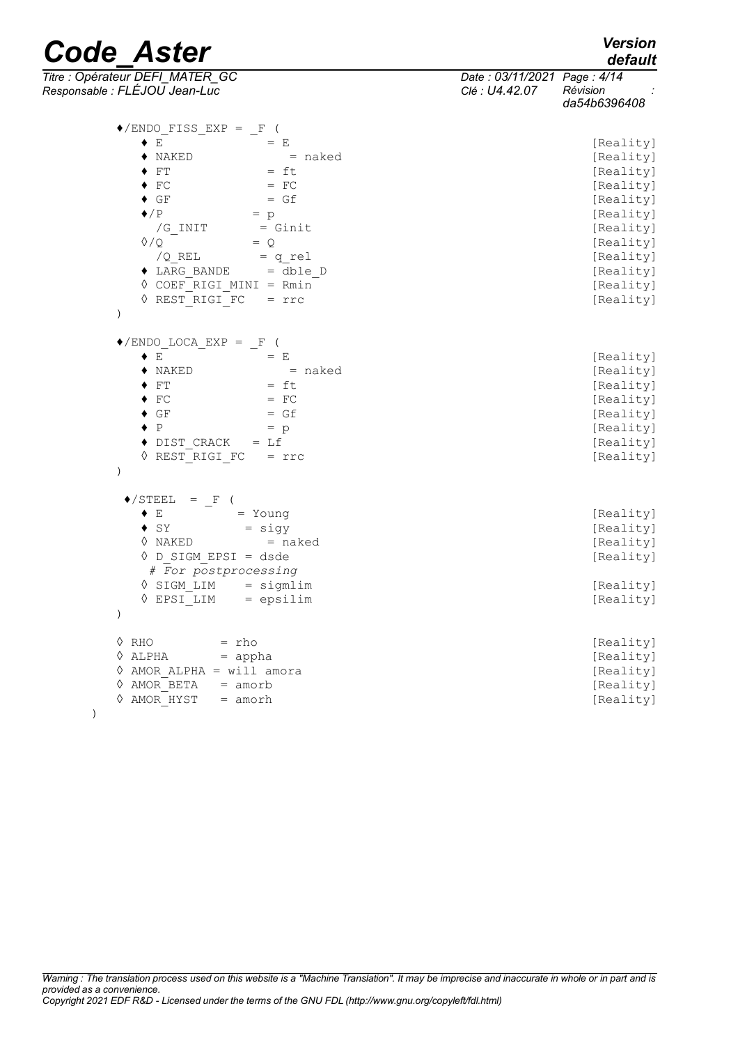```
    ♦/ENDO_FISS_EXP = _F (
        ♦ E              = E                                    [Reality]
        ♦ NAKED              = naked                            [Reality]
        ♦ FT             = ft                                   [Reality]
        ♦ FC             = FC                                   [Reality]
        ♦ GF             = Gf                                   [Reality]
        ♦/P             = p                                     [Reality]
          /G_INIT        = Ginit                                [Reality]
        ◊/Q             = Q                                     [Reality]
          /Q_REL         = q_rel                                [Reality]
        ♦ LARG_BANDE     = dble_D                               [Reality]
        ◊ COEF_RIGI_MINI = Rmin                                 [Reality]
        ◊ REST_RIGI_FC   = rrc                                  [Reality]
    )

    ♦/ENDO_LOCA_EXP = _F (
        ♦ E              = E                                    [Reality]
        ♦ NAKED              = naked                            [Reality]
        ♦ FT             = ft                                   [Reality]
        ♦ FC             = FC                                   [Reality]
        ♦ GF             = Gf                                   [Reality]
        ♦ P              = p                                    [Reality]
        ♦ DIST_CRACK   = Lf                                     [Reality]
        ◊ REST_RIGI_FC   = rrc                                  [Reality]
    )

     ♦/STEEL  = _F (
        ♦ E          = Young                                    [Reality]
        ♦ SY          = sigy                                    [Reality]
        ◊ NAKED          = naked                                [Reality]
        ◊ D_SIGM_EPSI = dsde                                    [Reality]
          # For postprocessing
        ◊ SIGM_LIM    = sigmlim                                 [Reality]
        ◊ EPSI_LIM    = epsilim                                 [Reality]
    )

    ◊ RHO         = rho                                         [Reality]
    ◊ ALPHA       = appha                                       [Reality]
    ◊ AMOR_ALPHA = will amora                                   [Reality]
    ◊ AMOR_BETA   = amorb                                       [Reality]
    ◊ AMOR_HYST   = amorh                                       [Reality]
)
```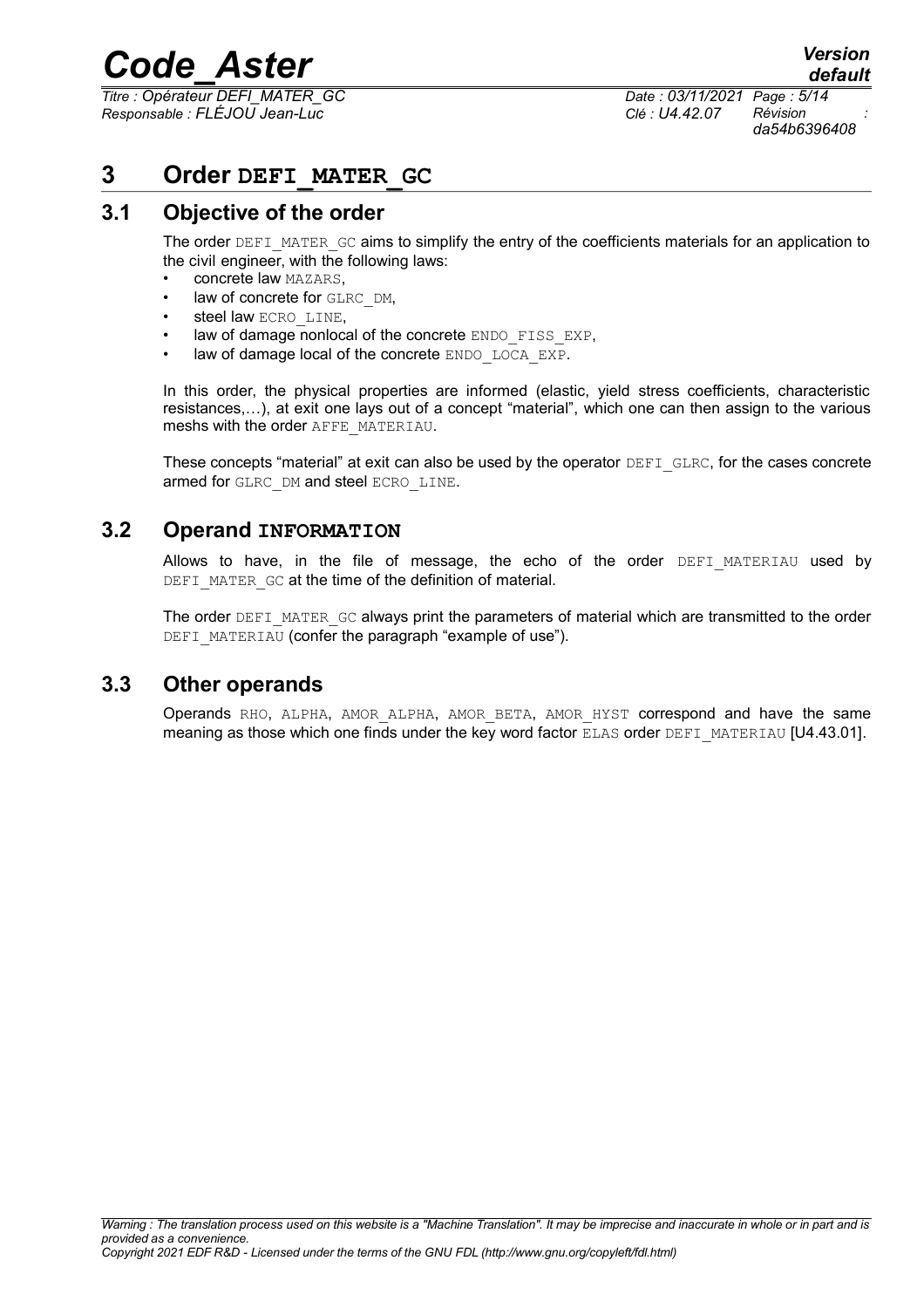# 3 Order DEFI_MATER_GC

## 3.1 Objective of the order

The order DEFI_MATER_GC aims to simplify the entry of the coefficients materials for an application to the civil engineer, with the following laws:

- concrete law MAZARS,
- law of concrete for GLRC_DM,
- steel law ECRO_LINE,
- law of damage nonlocal of the concrete ENDO_FISS_EXP,
- law of damage local of the concrete ENDO_LOCA_EXP.

In this order, the physical properties are informed (elastic, yield stress coefficients, characteristic resistances,…), at exit one lays out of a concept "material", which one can then assign to the various meshs with the order AFFE_MATERIAU.

These concepts "material" at exit can also be used by the operator DEFI_GLRC, for the cases concrete armed for GLRC_DM and steel ECRO_LINE.

## 3.2 Operand INFORMATION

Allows to have, in the file of message, the echo of the order DEFI_MATERIAU used by DEFI_MATER_GC at the time of the definition of material.

The order DEFI_MATER_GC always print the parameters of material which are transmitted to the order DEFI_MATERIAU (confer the paragraph "example of use").

## 3.3 Other operands

Operands RHO, ALPHA, AMOR_ALPHA, AMOR_BETA, AMOR_HYST correspond and have the same meaning as those which one finds under the key word factor ELAS order DEFI_MATERIAU [U4.43.01].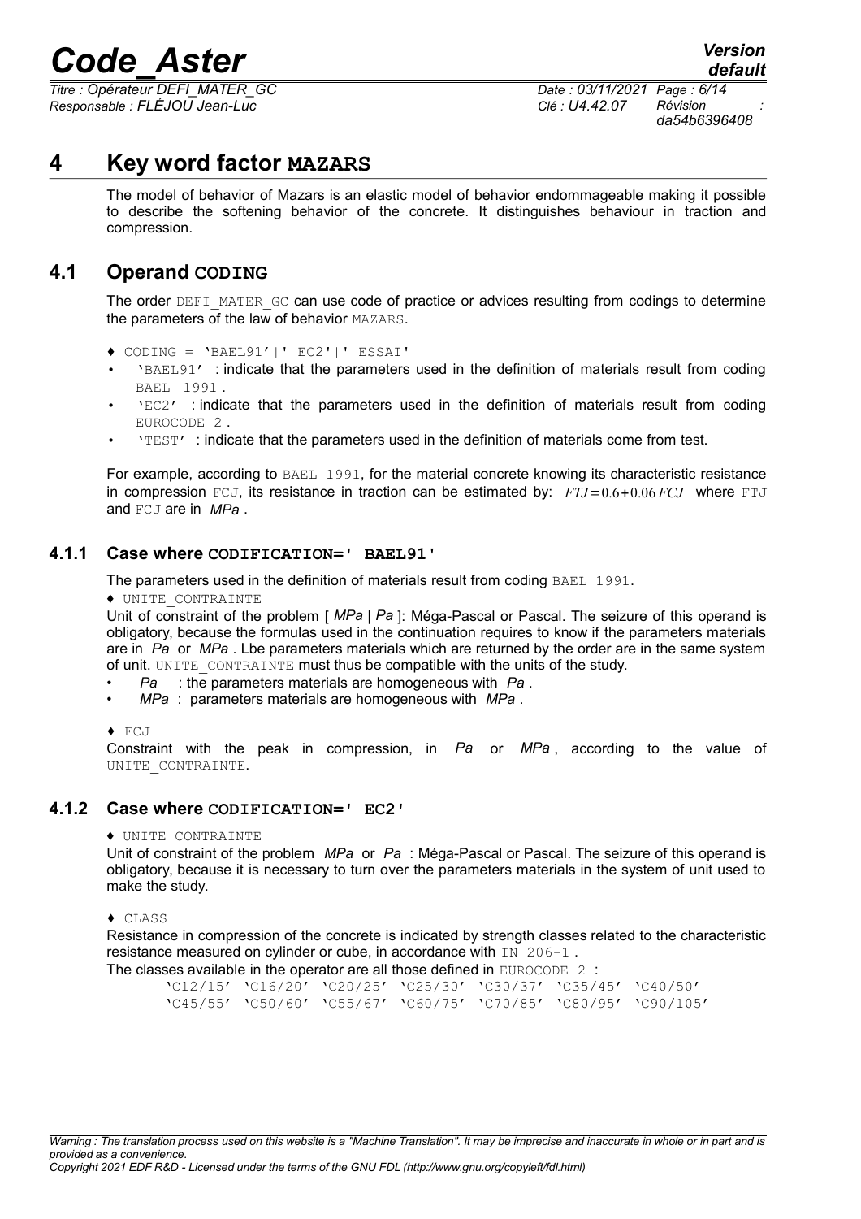# 4 Key word factor MAZARS

The model of behavior of Mazars is an elastic model of behavior endommageable making it possible to describe the softening behavior of the concrete. It distinguishes behaviour in traction and compression.

## 4.1 Operand CODING

The order DEFI_MATER_GC can use code of practice or advices resulting from codings to determine the parameters of the law of behavior MAZARS.

♦ CODING = 'BAEL91'|' EC2'|' ESSAI'

- 'BAEL91' : indicate that the parameters used in the definition of materials result from coding BAEL 1991 .
- 'EC2' : indicate that the parameters used in the definition of materials result from coding EUROCODE 2 .
- 'TEST' : indicate that the parameters used in the definition of materials come from test.

For example, according to BAEL 1991, for the material concrete knowing its characteristic resistance in compression FCJ, its resistance in traction can be estimated by: $FTJ=0.6+0.06\,FCJ$ where FTJ and FCJ are in *MPa* .

### 4.1.1 Case where CODIFICATION=' BAEL91'

The parameters used in the definition of materials result from coding BAEL 1991.

♦ UNITE_CONTRAINTE

Unit of constraint of the problem [ *MPa* | *Pa* ]: Méga-Pascal or Pascal. The seizure of this operand is obligatory, because the formulas used in the continuation requires to know if the parameters materials are in *Pa* or *MPa* . Lbe parameters materials which are returned by the order are in the same system of unit. UNITE_CONTRAINTE must thus be compatible with the units of the study.

- *Pa* : the parameters materials are homogeneous with *Pa* .
- *MPa* : parameters materials are homogeneous with *MPa* .

♦ FCJ

Constraint with the peak in compression, in *Pa* or *MPa* , according to the value of UNITE_CONTRAINTE.

### 4.1.2 Case where CODIFICATION=' EC2'

♦ UNITE_CONTRAINTE

Unit of constraint of the problem *MPa* or *Pa* : Méga-Pascal or Pascal. The seizure of this operand is obligatory, because it is necessary to turn over the parameters materials in the system of unit used to make the study.

♦ CLASS

Resistance in compression of the concrete is indicated by strength classes related to the characteristic resistance measured on cylinder or cube, in accordance with IN 206-1 .

The classes available in the operator are all those defined in EUROCODE 2 :

```
'C12/15' 'C16/20' 'C20/25' 'C25/30' 'C30/37' 'C35/45' 'C40/50'
'C45/55' 'C50/60' 'C55/67' 'C60/75' 'C70/85' 'C80/95' 'C90/105'
```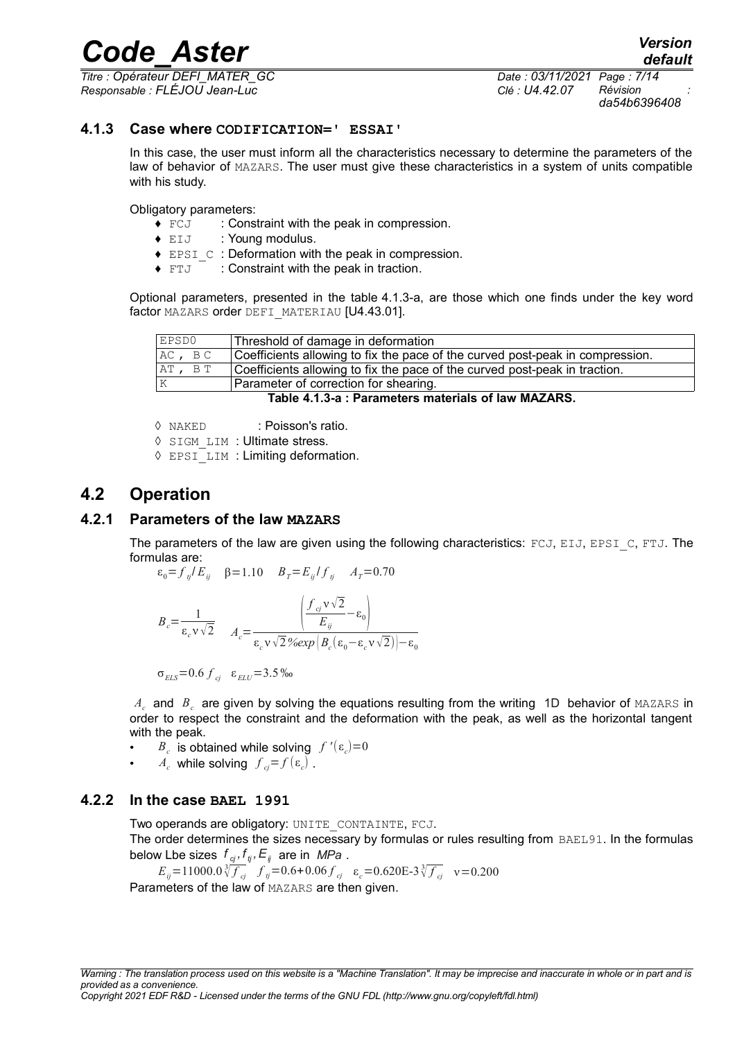### 4.1.3 Case where CODIFICATION=' ESSAI'

In this case, the user must inform all the characteristics necessary to determine the parameters of the law of behavior of MAZARS. The user must give these characteristics in a system of units compatible with his study.

Obligatory parameters:

- ♦ FCJ : Constraint with the peak in compression.
- ♦ EIJ : Young modulus.
- ♦ EPSI_C : Deformation with the peak in compression.
- ♦ FTJ : Constraint with the peak in traction.

Optional parameters, presented in the table 4.1.3-a, are those which one finds under the key word factor MAZARS order DEFI_MATERIAU [U4.43.01].

| | |
|---|---|
| EPSD0 | Threshold of damage in deformation |
| AC , BC | Coefficients allowing to fix the pace of the curved post-peak in compression. |
| AT , BT | Coefficients allowing to fix the pace of the curved post-peak in traction. |
| K | Parameter of correction for shearing. |

**Table 4.1.3-a : Parameters materials of law MAZARS.**

- ◊ NAKED : Poisson's ratio.
- ◊ SIGM_LIM : Ultimate stress.
- ◊ EPSI_LIM : Limiting deformation.

## 4.2 Operation

### 4.2.1 Parameters of the law MAZARS

The parameters of the law are given using the following characteristics: FCJ, EIJ, EPSI_C, FTJ. The formulas are:

$$\varepsilon_0 = f_{tj} / E_{ij} \quad \beta = 1.10 \quad B_T = E_{ij} / f_{tj} \quad A_T = 0.70$$

$$B_c = \frac{1}{\varepsilon_c \nu \sqrt{2}} \quad A_c = \frac{\left( \dfrac{f_{cj} \nu \sqrt{2}}{E_{ij}} - \varepsilon_0 \right)}{\varepsilon_c \nu \sqrt{2} \% exp\left( B_c (\varepsilon_0 - \varepsilon_c \nu \sqrt{2}) \right) - \varepsilon_0}$$

$$\sigma_{ELS} = 0.6\, f_{cj} \quad \varepsilon_{ELU} = 3.5‰$$

$A_c$ and $B_c$ are given by solving the equations resulting from the writing 1D behavior of MAZARS in order to respect the constraint and the deformation with the peak, as well as the horizontal tangent with the peak.

- $B_c$ is obtained while solving $f'(\varepsilon_c) = 0$
- $A_c$ while solving $f_{cj} = f(\varepsilon_c)$ .

### 4.2.2 In the case BAEL 1991

Two operands are obligatory: UNITE_CONTAINTE, FCJ.

The order determines the sizes necessary by formulas or rules resulting from BAEL91. In the formulas below Lbe sizes $f_{cj}, f_{tj}, E_{ij}$ are in $MPa$ .

$$E_{ij} = 11000.0 \sqrt[3]{f_{cj}} \quad f_{tj} = 0.6 + 0.06\, f_{cj} \quad \varepsilon_c = 0.620\text{E-}3 \sqrt[3]{f_{cj}} \quad \nu = 0.200$$

Parameters of the law of MAZARS are then given.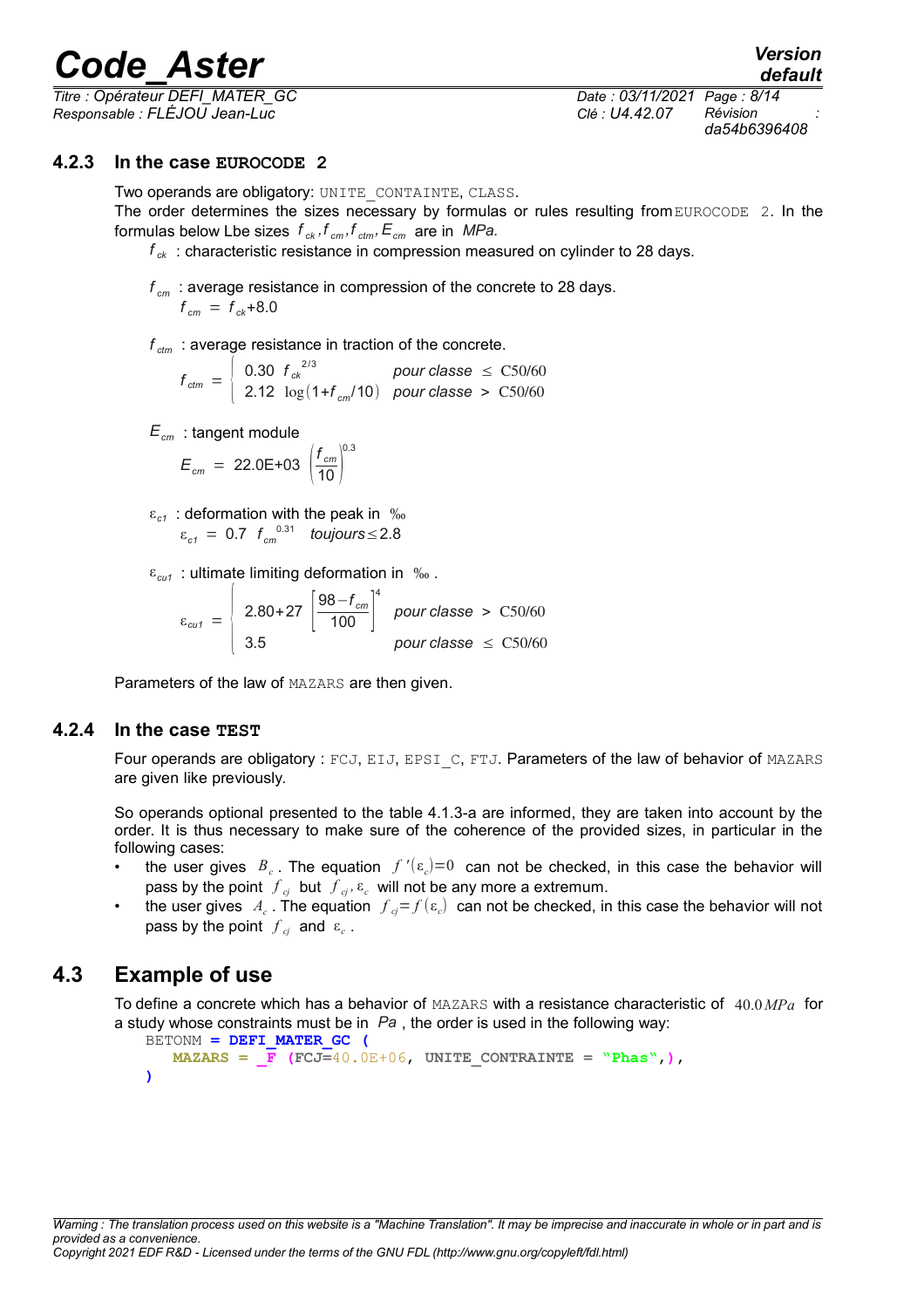### 4.2.3 In the case EUROCODE 2

Two operands are obligatory: UNITE_CONTRAINTE, CLASS.
The order determines the sizes necessary by formulas or rules resulting from EUROCODE 2. In the formulas below Lbe sizes $f_{ck}, f_{cm}, f_{ctm}, E_{cm}$ are in *MPa.*

$f_{ck}$ : characteristic resistance in compression measured on cylinder to 28 days.

$f_{cm}$ : average resistance in compression of the concrete to 28 days.

$$f_{cm} = f_{ck} + 8.0$$

$f_{ctm}$ : average resistance in traction of the concrete.

$$f_{ctm} = \begin{cases} 0.30 \ f_{ck}^{2/3} & pour\ classe \leq \text{C50/60} \\ 2.12 \ \log(1 + f_{cm}/10) & pour\ classe > \text{C50/60} \end{cases}$$

$E_{cm}$ : tangent module

$$E_{cm} = 22.0\text{E+03} \left(\frac{f_{cm}}{10}\right)^{0.3}$$

$\varepsilon_{c1}$ : deformation with the peak in ‰

$$\varepsilon_{c1} = 0.7 \ f_{cm}^{0.31} \quad toujours \leq 2.8$$

$\varepsilon_{cu1}$ : ultimate limiting deformation in ‰ .

$$\varepsilon_{cu1} = \begin{cases} 2.80 + 27 \left[\frac{98 - f_{cm}}{100}\right]^4 & pour\ classe > \text{C50/60} \\ 3.5 & pour\ classe \leq \text{C50/60} \end{cases}$$

Parameters of the law of MAZARS are then given.

### 4.2.4 In the case TEST

Four operands are obligatory : FCJ, EIJ, EPSI_C, FTJ. Parameters of the law of behavior of MAZARS are given like previously.

So operands optional presented to the table 4.1.3-a are informed, they are taken into account by the order. It is thus necessary to make sure of the coherence of the provided sizes, in particular in the following cases:

- the user gives $B_c$ . The equation $f'(\varepsilon_c)=0$ can not be checked, in this case the behavior will pass by the point $f_{cj}$ but $f_{cj}, \varepsilon_c$ will not be any more a extremum.
- the user gives $A_c$ . The equation $f_{cj} = f(\varepsilon_c)$ can not be checked, in this case the behavior will not pass by the point $f_{cj}$ and $\varepsilon_c$ .

## 4.3 Example of use

To define a concrete which has a behavior of MAZARS with a resistance characteristic of $40.0\,MPa$ for a study whose constraints must be in *Pa* , the order is used in the following way:

```
BETONM = DEFI_MATER_GC (
    MAZARS = _F (FCJ=40.0E+06, UNITE_CONTRAINTE = "Phas",),
)
```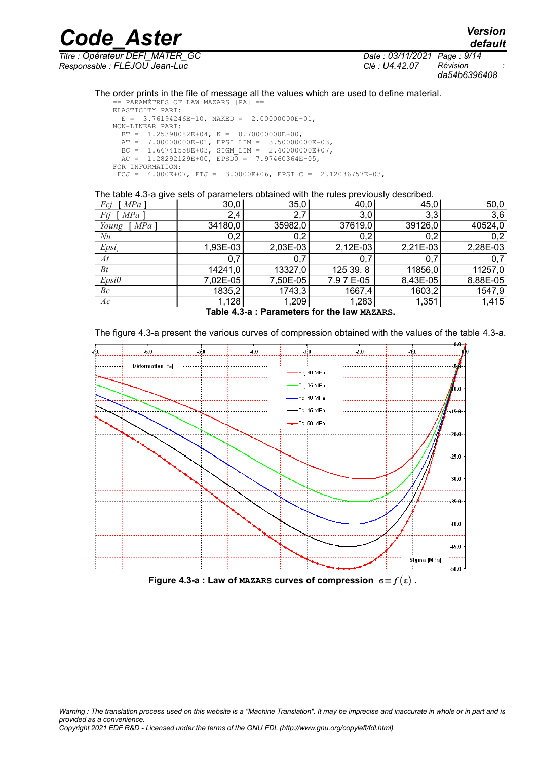The order prints in the file of message all the values which are used to define material.

```
== PARAMÈTRES OF LAW MAZARS [PA] ==
ELASTICITY PART:
  E =  3.76194246E+10, NAKED =  2.00000000E-01,
NON-LINEAR PART:
  BT =  1.25398082E+04, K =  0.70000000E+00,
  AT =  7.00000000E-01, EPSI_LIM =  3.50000000E-03,
  BC =  1.66741558E+03, SIGM_LIM =  2.40000000E+07,
  AC =  1.28292129E+00, EPSD0 =  7.97460364E-05,
FOR INFORMATION:
 FCJ =  4.000E+07, FTJ =  3.0000E+06, EPSI_C =  2.12036757E-03,
```

The table 4.3-a give sets of parameters obtained with the rules previously described.

| *Fcj* [ *MPa* ] | 30,0 | 35,0 | 40,0 | 45,0 | 50,0 |
|---|---|---|---|---|---|
| *Ftj* [ *MPa* ] | 2,4 | 2,7 | 3,0 | 3,3 | 3,6 |
| *Young* [ *MPa* ] | 34180,0 | 35982,0 | 37619,0 | 39126,0 | 40524,0 |
| *Nu* | 0,2 | 0,2 | 0,2 | 0,2 | 0,2 |
| $Epsi_c$ | 1,93E-03 | 2,03E-03 | 2,12E-03 | 2,21E-03 | 2,28E-03 |
| *At* | 0,7 | 0,7 | 0,7 | 0,7 | 0,7 |
| *Bt* | 14241,0 | 13327,0 | 125 39. 8 | 11856,0 | 11257,0 |
| *Epsi0* | 7,02E-05 | 7,50E-05 | 7.9 7 E-05 | 8,43E-05 | 8,88E-05 |
| *Bc* | 1835,2 | 1743,3 | 1667,4 | 1603,2 | 1547,9 |
| *Ac* | 1,128 | 1,209 | 1,283 | 1,351 | 1,415 |

**Table 4.3-a : Parameters for the law MAZARS.**

The figure 4.3-a present the various curves of compression obtained with the values of the table 4.3-a.

**Figure 4.3-a : Law of MAZARS curves of compression $\sigma = f(\varepsilon)$ .**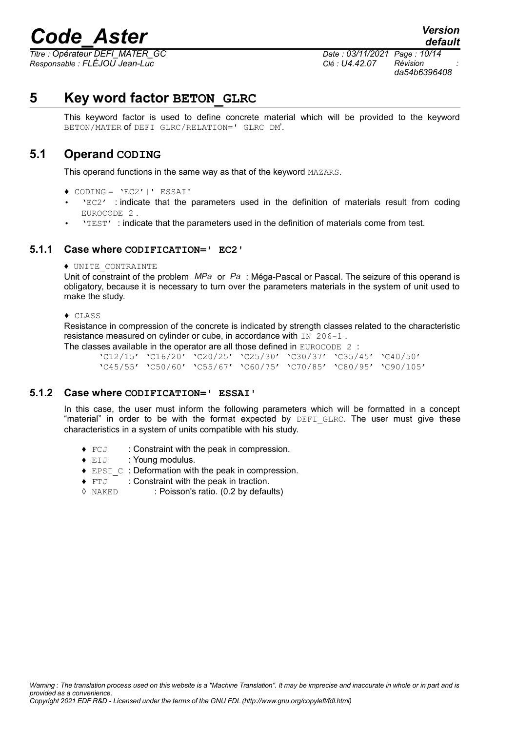# 5 Key word factor BETON_GLRC

This keyword factor is used to define concrete material which will be provided to the keyword BETON/MATER of DEFI_GLRC/RELATION=' GLRC_DM'.

## 5.1 Operand CODING

This operand functions in the same way as that of the keyword MAZARS.

♦ CODING = 'EC2'|' ESSAI'

- 'EC2' : indicate that the parameters used in the definition of materials result from coding EUROCODE 2 .
- 'TEST' : indicate that the parameters used in the definition of materials come from test.

### 5.1.1 Case where CODIFICATION=' EC2'

♦ UNITE_CONTRAINTE

Unit of constraint of the problem *MPa* or *Pa* : Méga-Pascal or Pascal. The seizure of this operand is obligatory, because it is necessary to turn over the parameters materials in the system of unit used to make the study.

♦ CLASS

Resistance in compression of the concrete is indicated by strength classes related to the characteristic resistance measured on cylinder or cube, in accordance with IN 206-1 .

The classes available in the operator are all those defined in EUROCODE 2 :

```
'C12/15' 'C16/20' 'C20/25' 'C25/30' 'C30/37' 'C35/45' 'C40/50'
'C45/55' 'C50/60' 'C55/67' 'C60/75' 'C70/85' 'C80/95' 'C90/105'
```

### 5.1.2 Case where CODIFICATION=' ESSAI'

In this case, the user must inform the following parameters which will be formatted in a concept "material" in order to be with the format expected by DEFI_GLRC. The user must give these characteristics in a system of units compatible with his study.

- ♦ FCJ : Constraint with the peak in compression.
- ♦ EIJ : Young modulus.
- ♦ EPSI_C : Deformation with the peak in compression.
- ♦ FTJ : Constraint with the peak in traction.
- ◊ NAKED : Poisson's ratio. (0.2 by defaults)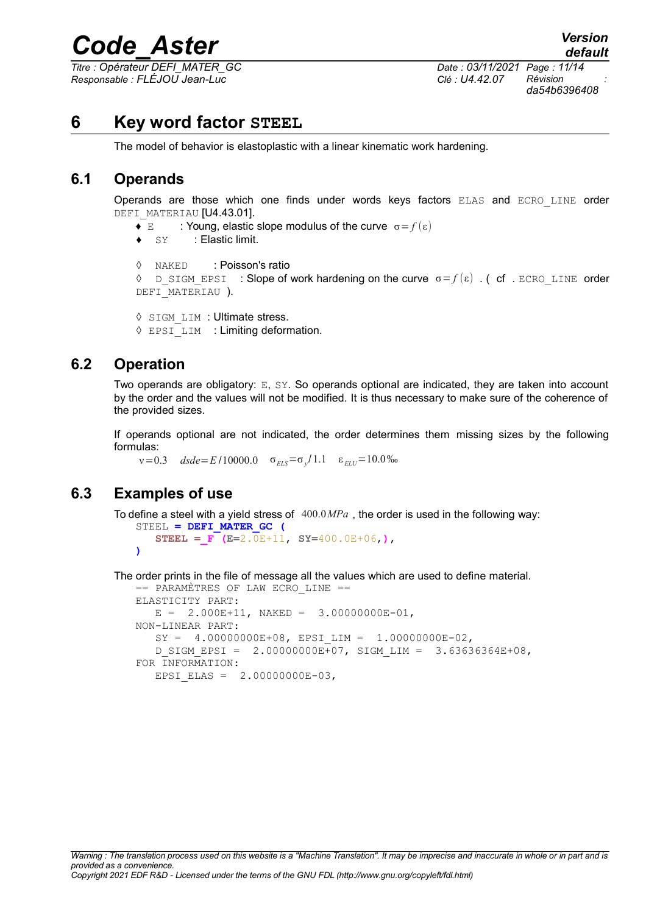# 6 Key word factor STEEL

The model of behavior is elastoplastic with a linear kinematic work hardening.

## 6.1 Operands

Operands are those which one finds under words keys factors ELAS and ECRO_LINE order DEFI_MATERIAU [U4.43.01].

- ♦ E : Young, elastic slope modulus of the curve $\sigma = f(\varepsilon)$
- ♦ SY : Elastic limit.

◊ NAKED : Poisson's ratio
◊ D_SIGM_EPSI : Slope of work hardening on the curve $\sigma = f(\varepsilon)$ . ( cf . ECRO_LINE order DEFI_MATERIAU ).

◊ SIGM_LIM : Ultimate stress.
◊ EPSI_LIM : Limiting deformation.

## 6.2 Operation

Two operands are obligatory: E, SY. So operands optional are indicated, they are taken into account by the order and the values will not be modified. It is thus necessary to make sure of the coherence of the provided sizes.

If operands optional are not indicated, the order determines them missing sizes by the following formulas:

$\nu = 0.3 \quad dsde = E/10000.0 \quad \sigma_{ELS} = \sigma_y/1.1 \quad \varepsilon_{ELU} = 10.0‰$

## 6.3 Examples of use

To define a steel with a yield stress of $400.0\,MPa$ , the order is used in the following way:

```
STEEL = DEFI_MATER_GC (
    STEEL =_F (E=2.0E+11, SY=400.0E+06,),
)
```

The order prints in the file of message all the values which are used to define material.

```
== PARAMÈTRES OF LAW ECRO_LINE ==
ELASTICITY PART:
   E =  2.000E+11, NAKED =  3.00000000E-01,
NON-LINEAR PART:
   SY =  4.00000000E+08, EPSI_LIM =  1.00000000E-02,
   D_SIGM_EPSI =  2.00000000E+07, SIGM_LIM =  3.63636364E+08,
FOR INFORMATION:
   EPSI_ELAS =  2.00000000E-03,
```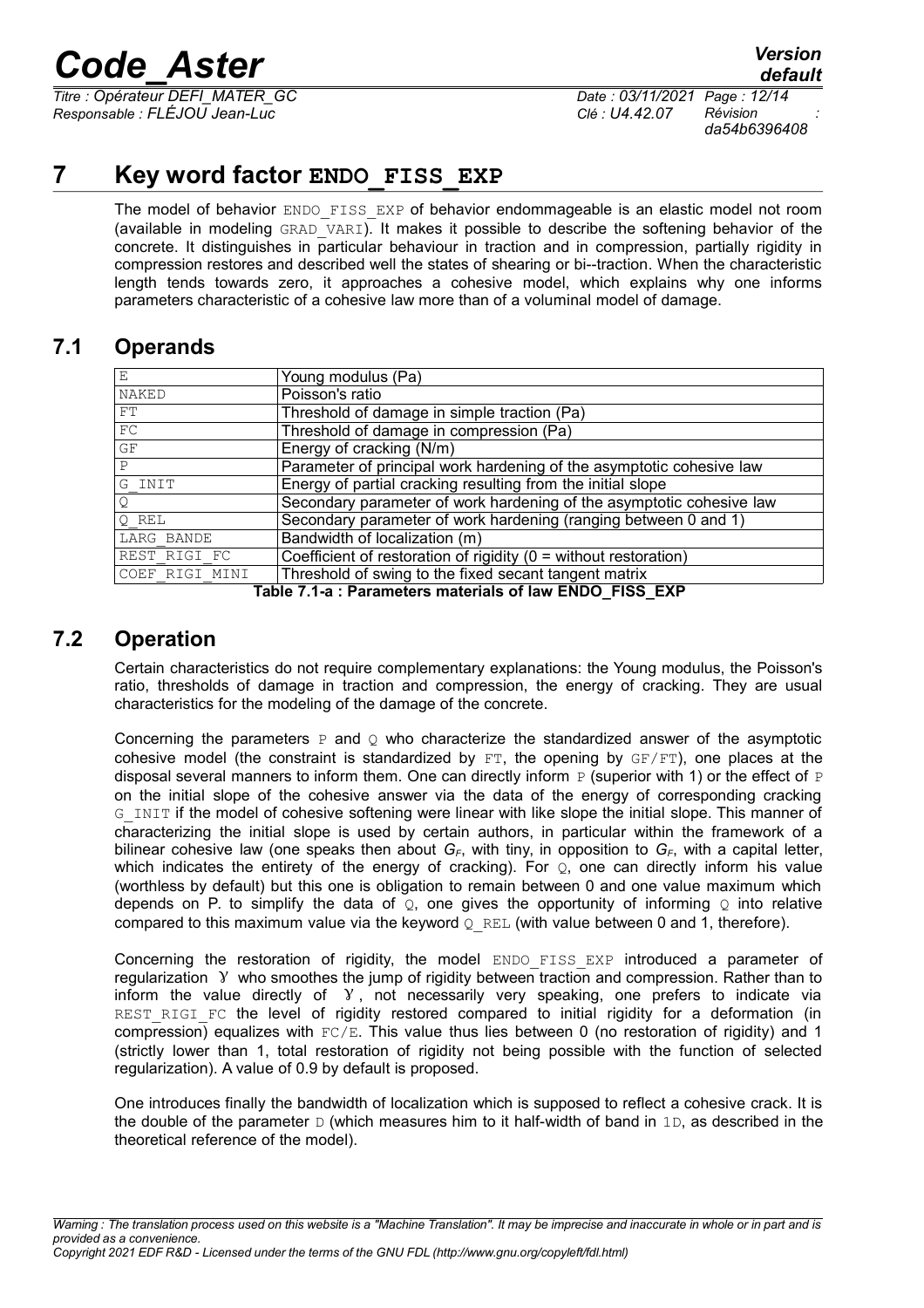# 7 Key word factor ENDO_FISS_EXP

The model of behavior ENDO_FISS_EXP of behavior endommageable is an elastic model not room (available in modeling GRAD_VARI). It makes it possible to describe the softening behavior of the concrete. It distinguishes in particular behaviour in traction and in compression, partially rigidity in compression restores and described well the states of shearing or bi--traction. When the characteristic length tends towards zero, it approaches a cohesive model, which explains why one informs parameters characteristic of a cohesive law more than of a voluminal model of damage.

## 7.1 Operands

| | |
|---|---|
| E | Young modulus (Pa) |
| NAKED | Poisson's ratio |
| FT | Threshold of damage in simple traction (Pa) |
| FC | Threshold of damage in compression (Pa) |
| GF | Energy of cracking (N/m) |
| P | Parameter of principal work hardening of the asymptotic cohesive law |
| G_INIT | Energy of partial cracking resulting from the initial slope |
| Q | Secondary parameter of work hardening of the asymptotic cohesive law |
| Q_REL | Secondary parameter of work hardening (ranging between 0 and 1) |
| LARG_BANDE | Bandwidth of localization (m) |
| REST_RIGI_FC | Coefficient of restoration of rigidity (0 = without restoration) |
| COEF_RIGI_MINI | Threshold of swing to the fixed secant tangent matrix |

**Table 7.1-a : Parameters materials of law ENDO_FISS_EXP**

## 7.2 Operation

Certain characteristics do not require complementary explanations: the Young modulus, the Poisson's ratio, thresholds of damage in traction and compression, the energy of cracking. They are usual characteristics for the modeling of the damage of the concrete.

Concerning the parameters P and Q who characterize the standardized answer of the asymptotic cohesive model (the constraint is standardized by FT, the opening by GF/FT), one places at the disposal several manners to inform them. One can directly inform P (superior with 1) or the effect of P on the initial slope of the cohesive answer via the data of the energy of corresponding cracking G_INIT if the model of cohesive softening were linear with like slope the initial slope. This manner of characterizing the initial slope is used by certain authors, in particular within the framework of a bilinear cohesive law (one speaks then about $G_F$, with tiny, in opposition to $G_F$, with a capital letter, which indicates the entirety of the energy of cracking). For Q, one can directly inform his value (worthless by default) but this one is obligation to remain between 0 and one value maximum which depends on P. to simplify the data of Q, one gives the opportunity of informing Q into relative compared to this maximum value via the keyword Q_REL (with value between 0 and 1, therefore).

Concerning the restoration of rigidity, the model ENDO_FISS_EXP introduced a parameter of regularization $\gamma$ who smoothes the jump of rigidity between traction and compression. Rather than to inform the value directly of $\gamma$, not necessarily very speaking, one prefers to indicate via REST_RIGI_FC the level of rigidity restored compared to initial rigidity for a deformation (in compression) equalizes with FC/E. This value thus lies between 0 (no restoration of rigidity) and 1 (strictly lower than 1, total restoration of rigidity not being possible with the function of selected regularization). A value of 0.9 by default is proposed.

One introduces finally the bandwidth of localization which is supposed to reflect a cohesive crack. It is the double of the parameter D (which measures him to it half-width of band in 1D, as described in the theoretical reference of the model).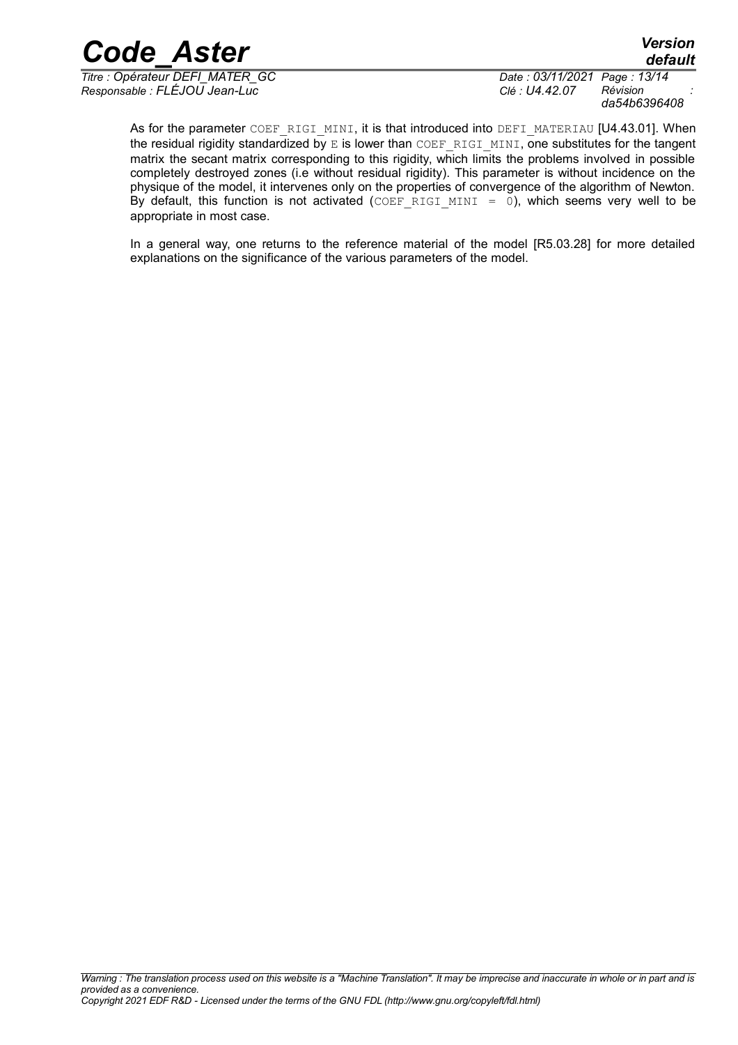As for the parameter `COEF_RIGI_MINI`, it is that introduced into `DEFI_MATERIAU` [U4.43.01]. When the residual rigidity standardized by `E` is lower than `COEF_RIGI_MINI`, one substitutes for the tangent matrix the secant matrix corresponding to this rigidity, which limits the problems involved in possible completely destroyed zones (i.e without residual rigidity). This parameter is without incidence on the physique of the model, it intervenes only on the properties of convergence of the algorithm of Newton. By default, this function is not activated (`COEF_RIGI_MINI = 0`), which seems very well to be appropriate in most case.

In a general way, one returns to the reference material of the model [R5.03.28] for more detailed explanations on the significance of the various parameters of the model.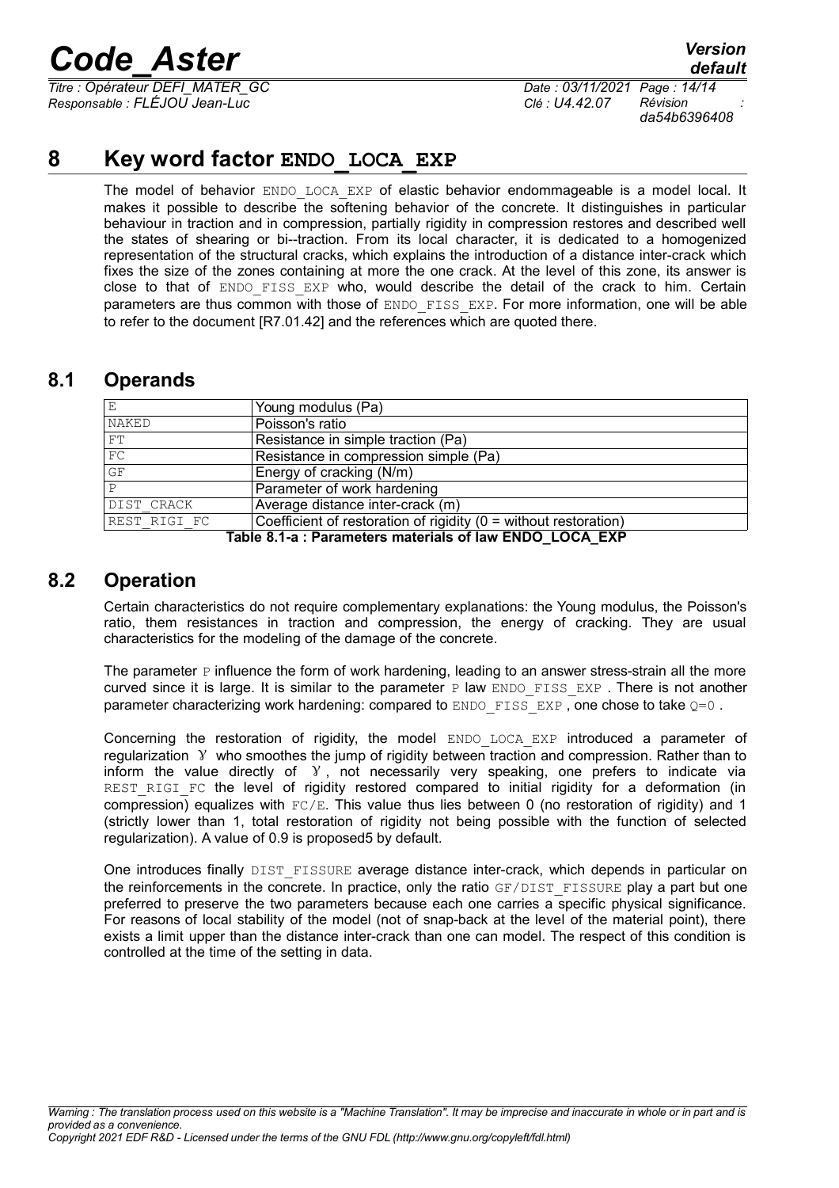# 8 Key word factor ENDO_LOCA_EXP

The model of behavior ENDO_LOCA_EXP of elastic behavior endommageable is a model local. It makes it possible to describe the softening behavior of the concrete. It distinguishes in particular behaviour in traction and in compression, partially rigidity in compression restores and described well the states of shearing or bi--traction. From its local character, it is dedicated to a homogenized representation of the structural cracks, which explains the introduction of a distance inter-crack which fixes the size of the zones containing at more the one crack. At the level of this zone, its answer is close to that of ENDO_FISS_EXP who, would describe the detail of the crack to him. Certain parameters are thus common with those of ENDO_FISS_EXP. For more information, one will be able to refer to the document [R7.01.42] and the references which are quoted there.

## 8.1 Operands

| | |
|---|---|
| E | Young modulus (Pa) |
| NAKED | Poisson's ratio |
| FT | Resistance in simple traction (Pa) |
| FC | Resistance in compression simple (Pa) |
| GF | Energy of cracking (N/m) |
| P | Parameter of work hardening |
| DIST_CRACK | Average distance inter-crack (m) |
| REST_RIGI_FC | Coefficient of restoration of rigidity (0 = without restoration) |

**Table 8.1-a : Parameters materials of law ENDO_LOCA_EXP**

## 8.2 Operation

Certain characteristics do not require complementary explanations: the Young modulus, the Poisson's ratio, them resistances in traction and compression, the energy of cracking. They are usual characteristics for the modeling of the damage of the concrete.

The parameter P influence the form of work hardening, leading to an answer stress-strain all the more curved since it is large. It is similar to the parameter P law ENDO_FISS_EXP . There is not another parameter characterizing work hardening: compared to ENDO_FISS_EXP , one chose to take Q=0 .

Concerning the restoration of rigidity, the model ENDO_LOCA_EXP introduced a parameter of regularization $\gamma$ who smoothes the jump of rigidity between traction and compression. Rather than to inform the value directly of $\gamma$, not necessarily very speaking, one prefers to indicate via REST_RIGI_FC the level of rigidity restored compared to initial rigidity for a deformation (in compression) equalizes with FC/E. This value thus lies between 0 (no restoration of rigidity) and 1 (strictly lower than 1, total restoration of rigidity not being possible with the function of selected regularization). A value of 0.9 is proposed5 by default.

One introduces finally DIST_FISSURE average distance inter-crack, which depends in particular on the reinforcements in the concrete. In practice, only the ratio GF/DIST_FISSURE play a part but one preferred to preserve the two parameters because each one carries a specific physical significance. For reasons of local stability of the model (not of snap-back at the level of the material point), there exists a limit upper than the distance inter-crack than one can model. The respect of this condition is controlled at the time of the setting in data.